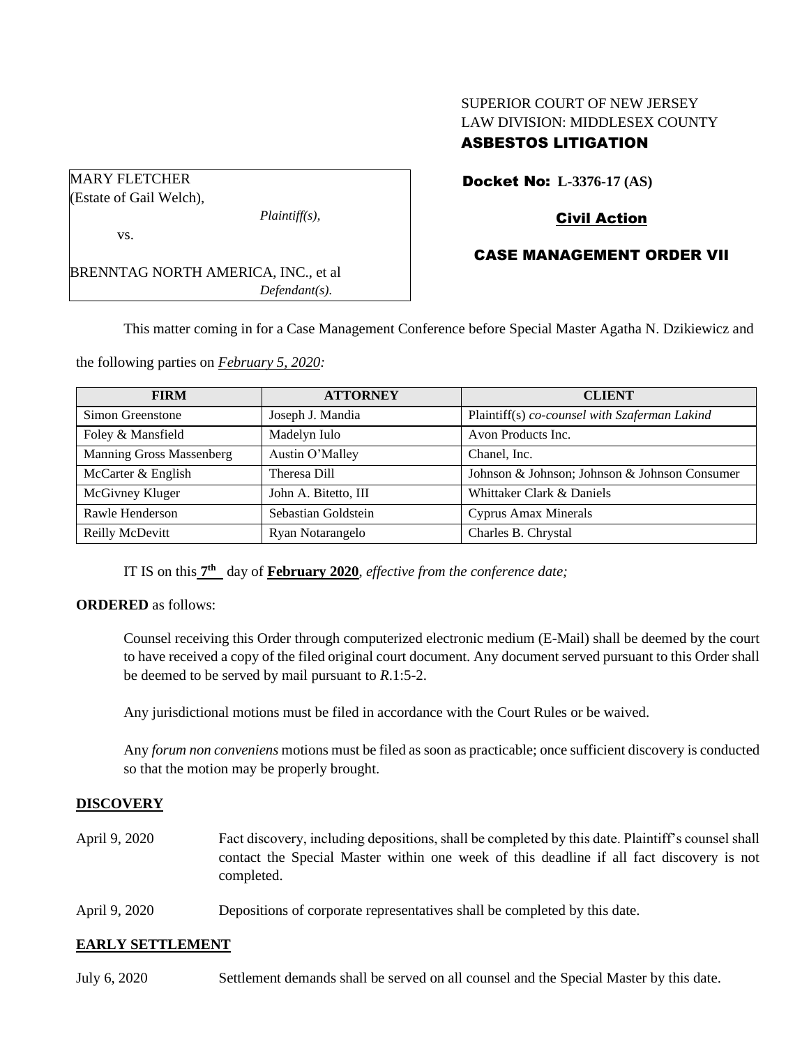SUPERIOR COURT OF NEW JERSEY
LAW DIVISION: MIDDLESEX COUNTY
**ASBESTOS LITIGATION**

MARY FLETCHER
(Estate of Gail Welch),
*Plaintiff(s),*

vs.

BRENNTAG NORTH AMERICA, INC., et al
*Defendant(s).*

**Docket No: L-3376-17 (AS)**

**Civil Action**

**CASE MANAGEMENT ORDER VII**

This matter coming in for a Case Management Conference before Special Master Agatha N. Dzikiewicz and the following parties on *February 5, 2020:*

| FIRM | ATTORNEY | CLIENT |
|---|---|---|
| Simon Greenstone | Joseph J. Mandia | Plaintiff(s) *co-counsel with Szaferman Lakind* |
| Foley & Mansfield | Madelyn Iulo | Avon Products Inc. |
| Manning Gross Massenberg | Austin O'Malley | Chanel, Inc. |
| McCarter & English | Theresa Dill | Johnson & Johnson; Johnson & Johnson Consumer |
| McGivney Kluger | John A. Bitetto, III | Whittaker Clark & Daniels |
| Rawle Henderson | Sebastian Goldstein | Cyprus Amax Minerals |
| Reilly McDevitt | Ryan Notarangelo | Charles B. Chrystal |

IT IS on this **7th** day of **February 2020**, *effective from the conference date;*

**ORDERED** as follows:

Counsel receiving this Order through computerized electronic medium (E-Mail) shall be deemed by the court to have received a copy of the filed original court document. Any document served pursuant to this Order shall be deemed to be served by mail pursuant to *R*.1:5-2.

Any jurisdictional motions must be filed in accordance with the Court Rules or be waived.

Any *forum non conveniens* motions must be filed as soon as practicable; once sufficient discovery is conducted so that the motion may be properly brought.

## DISCOVERY

April 9, 2020 Fact discovery, including depositions, shall be completed by this date. Plaintiff's counsel shall contact the Special Master within one week of this deadline if all fact discovery is not completed.

April 9, 2020 Depositions of corporate representatives shall be completed by this date.

## EARLY SETTLEMENT

July 6, 2020 Settlement demands shall be served on all counsel and the Special Master by this date.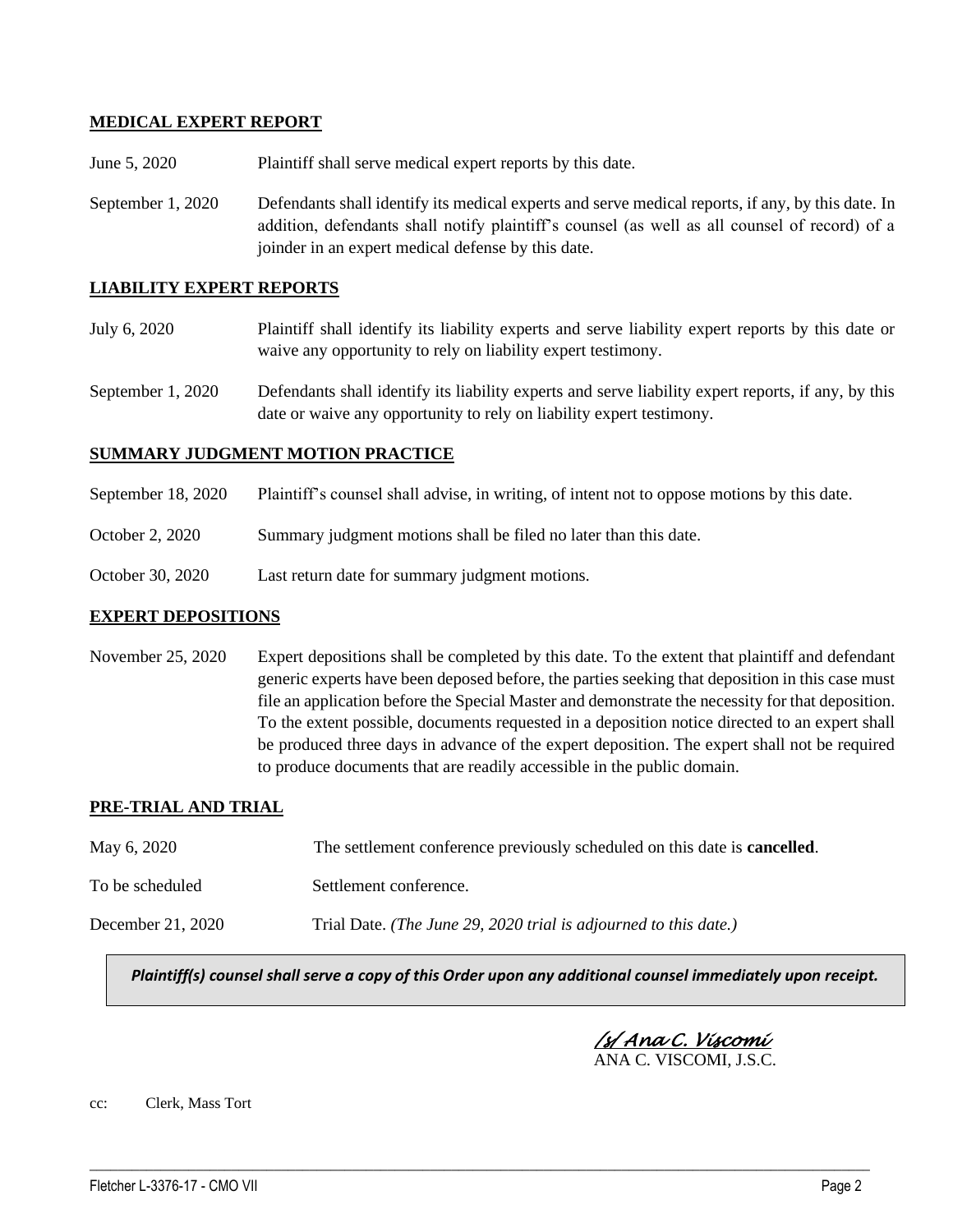**MEDICAL EXPERT REPORT**

| | |
|---|---|
| June 5, 2020 | Plaintiff shall serve medical expert reports by this date. |
| September 1, 2020 | Defendants shall identify its medical experts and serve medical reports, if any, by this date. In addition, defendants shall notify plaintiff's counsel (as well as all counsel of record) of a joinder in an expert medical defense by this date. |

**LIABILITY EXPERT REPORTS**

| | |
|---|---|
| July 6, 2020 | Plaintiff shall identify its liability experts and serve liability expert reports by this date or waive any opportunity to rely on liability expert testimony. |
| September 1, 2020 | Defendants shall identify its liability experts and serve liability expert reports, if any, by this date or waive any opportunity to rely on liability expert testimony. |

**SUMMARY JUDGMENT MOTION PRACTICE**

| | |
|---|---|
| September 18, 2020 | Plaintiff's counsel shall advise, in writing, of intent not to oppose motions by this date. |
| October 2, 2020 | Summary judgment motions shall be filed no later than this date. |
| October 30, 2020 | Last return date for summary judgment motions. |

**EXPERT DEPOSITIONS**

| | |
|---|---|
| November 25, 2020 | Expert depositions shall be completed by this date. To the extent that plaintiff and defendant generic experts have been deposed before, the parties seeking that deposition in this case must file an application before the Special Master and demonstrate the necessity for that deposition. To the extent possible, documents requested in a deposition notice directed to an expert shall be produced three days in advance of the expert deposition. The expert shall not be required to produce documents that are readily accessible in the public domain. |

**PRE-TRIAL AND TRIAL**

| | |
|---|---|
| May 6, 2020 | The settlement conference previously scheduled on this date is **cancelled**. |
| To be scheduled | Settlement conference. |
| December 21, 2020 | Trial Date. *(The June 29, 2020 trial is adjourned to this date.)* |

***Plaintiff(s) counsel shall serve a copy of this Order upon any additional counsel immediately upon receipt.***

*/s/ Ana C. Viscomi*
ANA C. VISCOMI, J.S.C.

cc: Clerk, Mass Tort